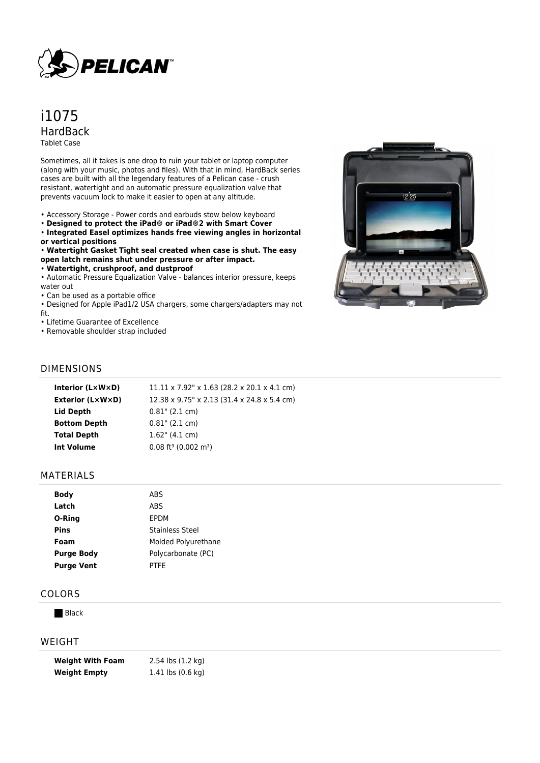# i1075

## HardBack

Tablet Case

Sometimes, all it takes is one drop to ruin your tablet or laptop computer (along with your music, photos and files). With that in mind, HardBack series cases are built with all the legendary features of a Pelican case - crush resistant, watertight and an automatic pressure equalization valve that prevents vacuum lock to make it easier to open at any altitude.

- Accessory Storage - Power cords and earbuds stow below keyboard
- **Designed to protect the iPad® or iPad®2 with Smart Cover**
- **Integrated Easel optimizes hands free viewing angles in horizontal or vertical positions**
- **Watertight Gasket Tight seal created when case is shut. The easy open latch remains shut under pressure or after impact.**
- **Watertight, crushproof, and dustproof**
- Automatic Pressure Equalization Valve - balances interior pressure, keeps water out
- Can be used as a portable office
- Designed for Apple iPad1/2 USA chargers, some chargers/adapters may not fit.
- Lifetime Guarantee of Excellence
- Removable shoulder strap included

## DIMENSIONS

| | |
|---|---|
| **Interior (L×W×D)** | 11.11 x 7.92" x 1.63 (28.2 x 20.1 x 4.1 cm) |
| **Exterior (L×W×D)** | 12.38 x 9.75" x 2.13 (31.4 x 24.8 x 5.4 cm) |
| **Lid Depth** | 0.81" (2.1 cm) |
| **Bottom Depth** | 0.81" (2.1 cm) |
| **Total Depth** | 1.62" (4.1 cm) |
| **Int Volume** | 0.08 ft³ (0.002 m³) |

## MATERIALS

| | |
|---|---|
| **Body** | ABS |
| **Latch** | ABS |
| **O-Ring** | EPDM |
| **Pins** | Stainless Steel |
| **Foam** | Molded Polyurethane |
| **Purge Body** | Polycarbonate (PC) |
| **Purge Vent** | PTFE |

## COLORS

Black

## WEIGHT

| | |
|---|---|
| **Weight With Foam** | 2.54 lbs (1.2 kg) |
| **Weight Empty** | 1.41 lbs (0.6 kg) |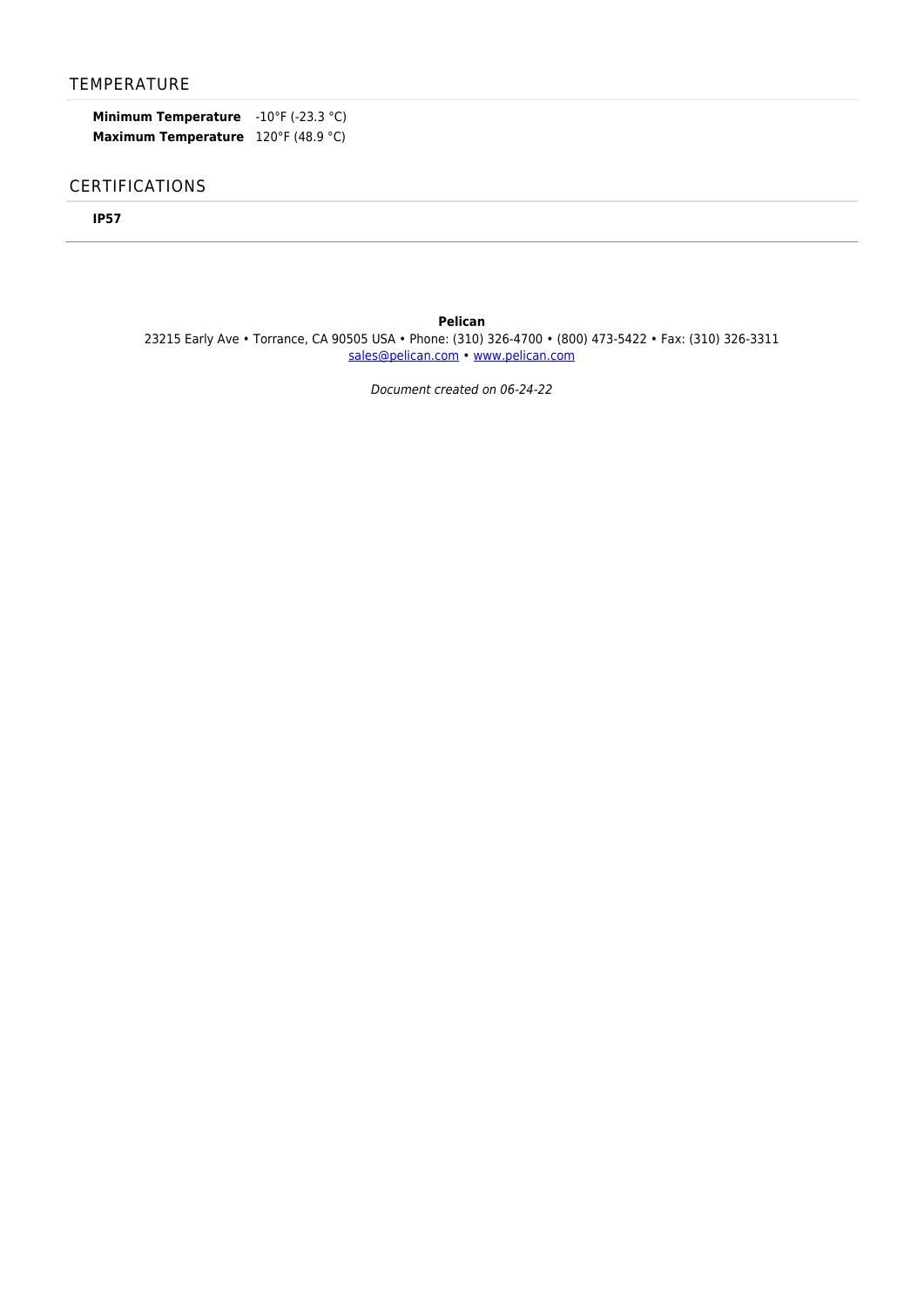## TEMPERATURE

| | |
|---|---|
| **Minimum Temperature** | -10°F (-23.3 °C) |
| **Maximum Temperature** | 120°F (48.9 °C) |

## CERTIFICATIONS

**IP57**

**Pelican**
23215 Early Ave • Torrance, CA 90505 USA • Phone: (310) 326-4700 • (800) 473-5422 • Fax: (310) 326-3311
sales@pelican.com • www.pelican.com

*Document created on 06-24-22*